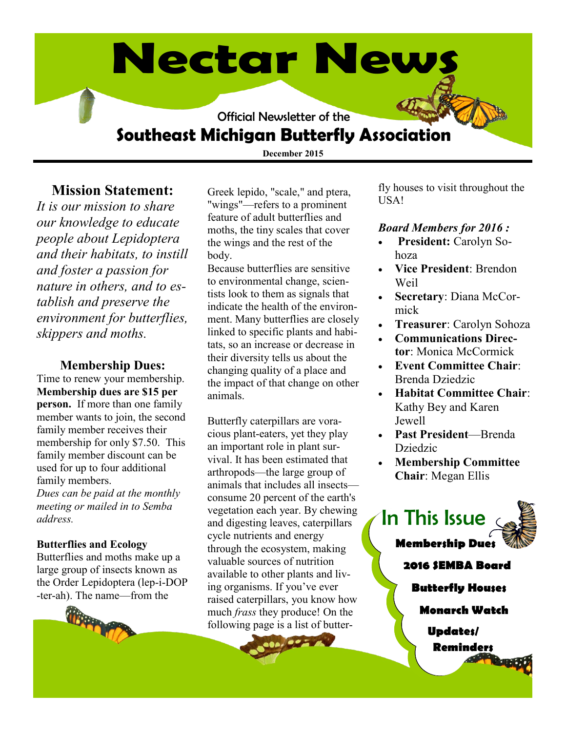# Nectar News

Official Newsletter of the

## Southeast Michigan Butterfly Association

**December 2015**

### Mission Statement:

*It is our mission to share our knowledge to educate people about Lepidoptera and their habitats, to instill and foster a passion for nature in others, and to establish and preserve the environment for butterflies, skippers and moths.*

### Membership Dues:

Time to renew your membership. **Membership dues are $15 per person.** If more than one family member wants to join, the second family member receives their membership for only $7.50. This family member discount can be used for up to four additional family members.

*Dues can be paid at the monthly meeting or mailed in to Semba address.*

**Butterflies and Ecology**

Butterflies and moths make up a large group of insects known as the Order Lepidoptera (lep-i-DOP-ter-ah). The name—from the Greek lepido, "scale," and ptera, "wings"—refers to a prominent feature of adult butterflies and moths, the tiny scales that cover the wings and the rest of the body.

Because butterflies are sensitive to environmental change, scientists look to them as signals that indicate the health of the environment. Many butterflies are closely linked to specific plants and habitats, so an increase or decrease in their diversity tells us about the changing quality of a place and the impact of that change on other animals.

Butterfly caterpillars are voracious plant-eaters, yet they play an important role in plant survival. It has been estimated that arthropods—the large group of animals that includes all insects—consume 20 percent of the earth's vegetation each year. By chewing and digesting leaves, caterpillars cycle nutrients and energy through the ecosystem, making valuable sources of nutrition available to other plants and living organisms. If you've ever raised caterpillars, you know how much *frass* they produce! On the following page is a list of butterfly houses to visit throughout the USA!

***Board Members for 2016 :***

- **President:** Carolyn Sohoza
- **Vice President**: Brendon Weil
- **Secretary**: Diana McCormick
- **Treasurer**: Carolyn Sohoza
- **Communications Director**: Monica McCormick
- **Event Committee Chair**: Brenda Dziedzic
- **Habitat Committee Chair**: Kathy Bey and Karen Jewell
- **Past President**—Brenda Dziedzic
- **Membership Committee Chair**: Megan Ellis

## In This Issue

**Membership Dues**

**2016 SEMBA Board**

**Butterfly Houses**

**Monarch Watch**

**Updates/ Reminders**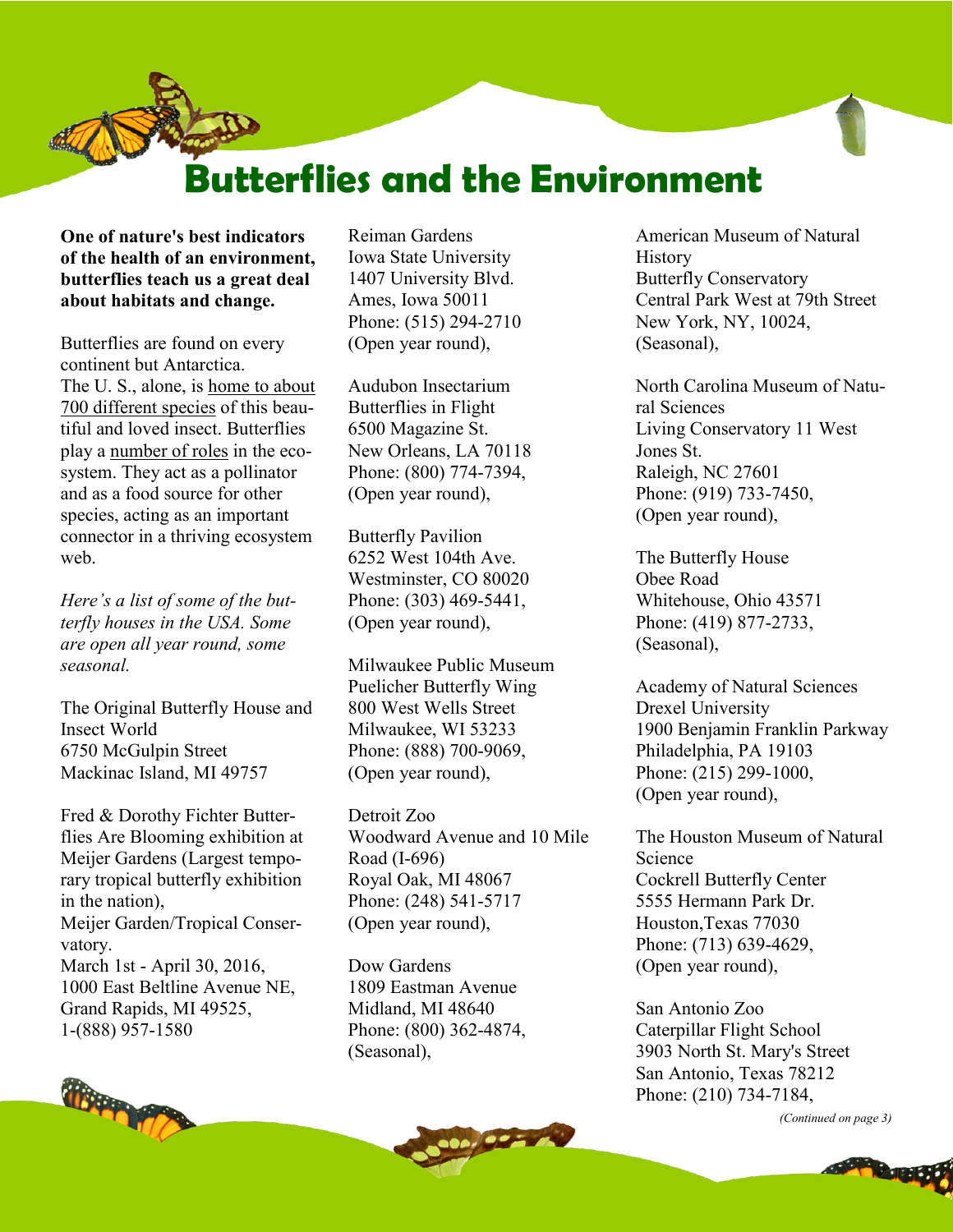# Butterflies and the Environment

**One of nature's best indicators of the health of an environment, butterflies teach us a great deal about habitats and change.**

Butterflies are found on every continent but Antarctica. The U. S., alone, is home to about 700 different species of this beautiful and loved insect. Butterflies play a number of roles in the ecosystem. They act as a pollinator and as a food source for other species, acting as an important connector in a thriving ecosystem web.

*Here's a list of some of the butterfly houses in the USA. Some are open all year round, some seasonal.*

The Original Butterfly House and Insect World
6750 McGulpin Street
Mackinac Island, MI 49757

Fred & Dorothy Fichter Butterflies Are Blooming exhibition at Meijer Gardens (Largest temporary tropical butterfly exhibition in the nation),
Meijer Garden/Tropical Conservatory.
March 1st - April 30, 2016,
1000 East Beltline Avenue NE,
Grand Rapids, MI 49525,
1-(888) 957-1580

Reiman Gardens
Iowa State University
1407 University Blvd.
Ames, Iowa 50011
Phone: (515) 294-2710
(Open year round),

Audubon Insectarium
Butterflies in Flight
6500 Magazine St.
New Orleans, LA 70118
Phone: (800) 774-7394,
(Open year round),

Butterfly Pavilion
6252 West 104th Ave.
Westminster, CO 80020
Phone: (303) 469-5441,
(Open year round),

Milwaukee Public Museum
Puelicher Butterfly Wing
800 West Wells Street
Milwaukee, WI 53233
Phone: (888) 700-9069,
(Open year round),

Detroit Zoo
Woodward Avenue and 10 Mile Road (I-696)
Royal Oak, MI 48067
Phone: (248) 541-5717
(Open year round),

Dow Gardens
1809 Eastman Avenue
Midland, MI 48640
Phone: (800) 362-4874,
(Seasonal),

American Museum of Natural History
Butterfly Conservatory
Central Park West at 79th Street
New York, NY, 10024,
(Seasonal),

North Carolina Museum of Natural Sciences
Living Conservatory 11 West Jones St.
Raleigh, NC 27601
Phone: (919) 733-7450,
(Open year round),

The Butterfly House
Obee Road
Whitehouse, Ohio 43571
Phone: (419) 877-2733,
(Seasonal),

Academy of Natural Sciences
Drexel University
1900 Benjamin Franklin Parkway
Philadelphia, PA 19103
Phone: (215) 299-1000,
(Open year round),

The Houston Museum of Natural Science
Cockrell Butterfly Center
5555 Hermann Park Dr.
Houston,Texas 77030
Phone: (713) 639-4629,
(Open year round),

San Antonio Zoo
Caterpillar Flight School
3903 North St. Mary's Street
San Antonio, Texas 78212
Phone: (210) 734-7184,

*(Continued on page 3)*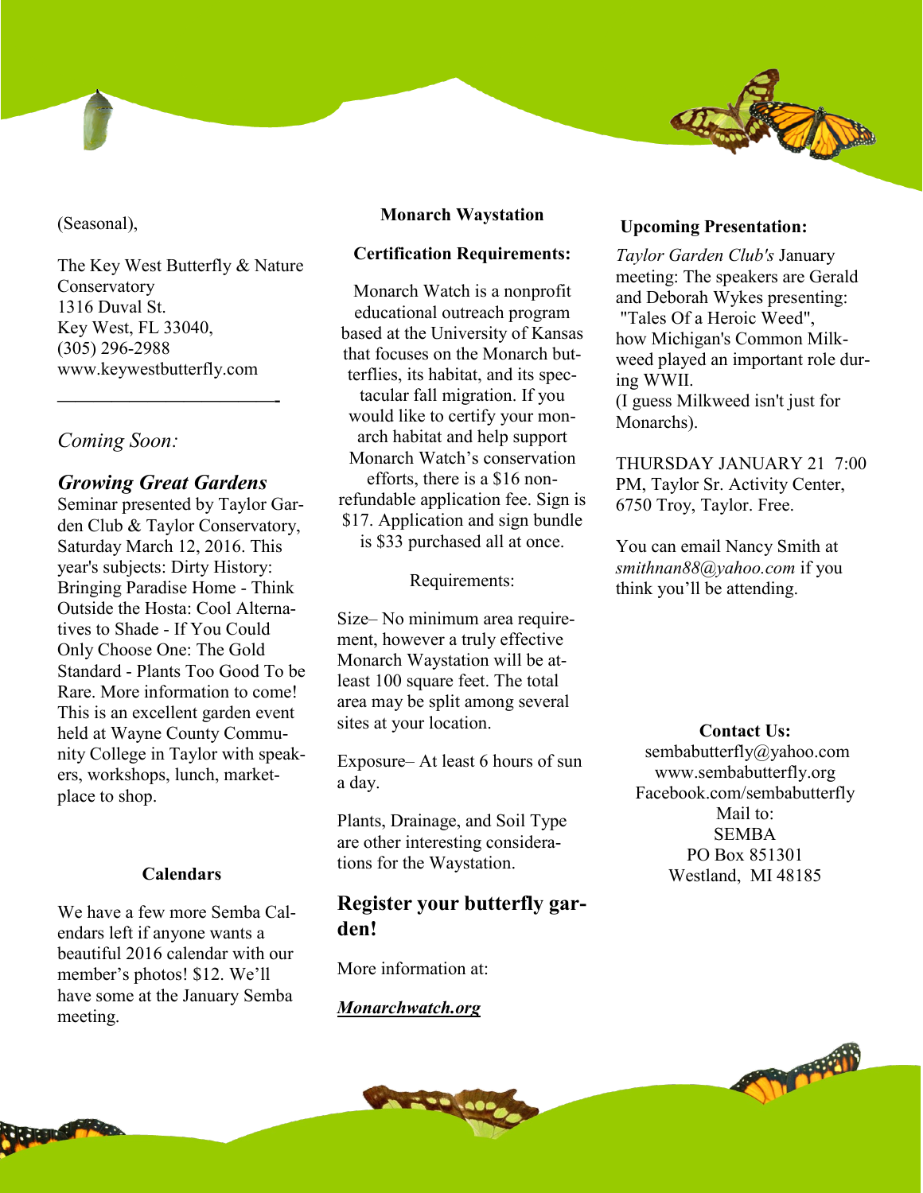(Seasonal),

The Key West Butterfly & Nature Conservatory
1316 Duval St.
Key West, FL 33040,
(305) 296-2988
www.keywestbutterfly.com

---

*Coming Soon:*

***Growing Great Gardens***

Seminar presented by Taylor Garden Club & Taylor Conservatory, Saturday March 12, 2016. This year's subjects: Dirty History: Bringing Paradise Home - Think Outside the Hosta: Cool Alternatives to Shade - If You Could Only Choose One: The Gold Standard - Plants Too Good To be Rare. More information to come! This is an excellent garden event held at Wayne County Community College in Taylor with speakers, workshops, lunch, marketplace to shop.

**Calendars**

We have a few more Semba Calendars left if anyone wants a beautiful 2016 calendar with our member's photos! $12. We'll have some at the January Semba meeting.

**Monarch Waystation**

**Certification Requirements:**

Monarch Watch is a nonprofit educational outreach program based at the University of Kansas that focuses on the Monarch butterflies, its habitat, and its spectacular fall migration. If you would like to certify your monarch habitat and help support Monarch Watch's conservation efforts, there is a $16 non-refundable application fee. Sign is $17. Application and sign bundle is $33 purchased all at once.

Requirements:

Size– No minimum area requirement, however a truly effective Monarch Waystation will be atleast 100 square feet. The total area may be split among several sites at your location.

Exposure– At least 6 hours of sun a day.

Plants, Drainage, and Soil Type are other interesting considerations for the Waystation.

**Register your butterfly garden!**

More information at:

***Monarchwatch.org***

**Upcoming Presentation:**

*Taylor Garden Club's* January meeting: The speakers are Gerald and Deborah Wykes presenting: "Tales Of a Heroic Weed", how Michigan's Common Milkweed played an important role during WWII.
(I guess Milkweed isn't just for Monarchs).

THURSDAY JANUARY 21 7:00 PM, Taylor Sr. Activity Center, 6750 Troy, Taylor. Free.

You can email Nancy Smith at *smithnan88@yahoo.com* if you think you'll be attending.

**Contact Us:**
sembabutterfly@yahoo.com
www.sembabutterfly.org
Facebook.com/sembabutterfly
Mail to:
SEMBA
PO Box 851301
Westland, MI 48185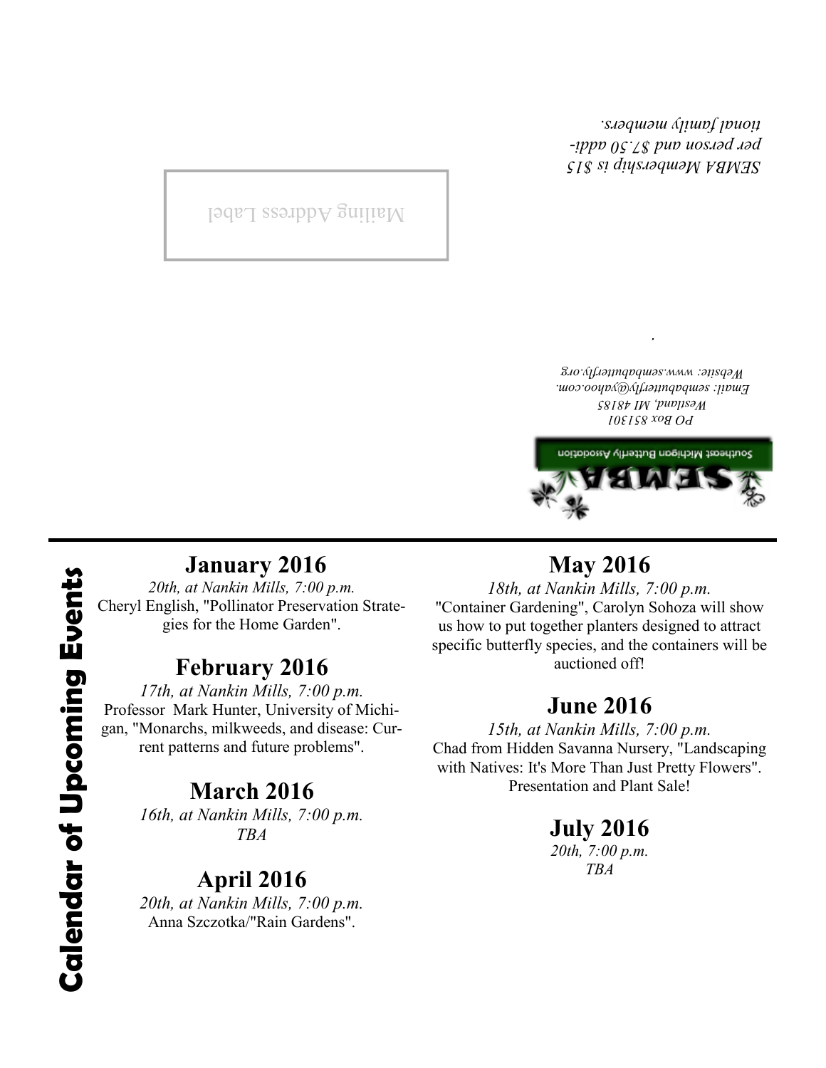SEMBA Membership is $15 per person and $7.50 additional family members.

Mailing Address Label

Southeast Michigan Butterfly Association

PO Box 851301
Westland, MI 48185
Email: sembabutterfly@yahoo.com.
Website: www.sembabutterfly.org

## Calendar of Upcoming Events

### January 2016

*20th, at Nankin Mills, 7:00 p.m.*
Cheryl English, "Pollinator Preservation Strategies for the Home Garden".

### February 2016

*17th, at Nankin Mills, 7:00 p.m.*
Professor Mark Hunter, University of Michigan, "Monarchs, milkweeds, and disease: Current patterns and future problems".

### March 2016

*16th, at Nankin Mills, 7:00 p.m.*
*TBA*

### April 2016

*20th, at Nankin Mills, 7:00 p.m.*
Anna Szczotka/"Rain Gardens".

### May 2016

*18th, at Nankin Mills, 7:00 p.m.*
"Container Gardening", Carolyn Sohoza will show us how to put together planters designed to attract specific butterfly species, and the containers will be auctioned off!

### June 2016

*15th, at Nankin Mills, 7:00 p.m.*
Chad from Hidden Savanna Nursery, "Landscaping with Natives: It's More Than Just Pretty Flowers". Presentation and Plant Sale!

### July 2016

*20th, 7:00 p.m.*
*TBA*